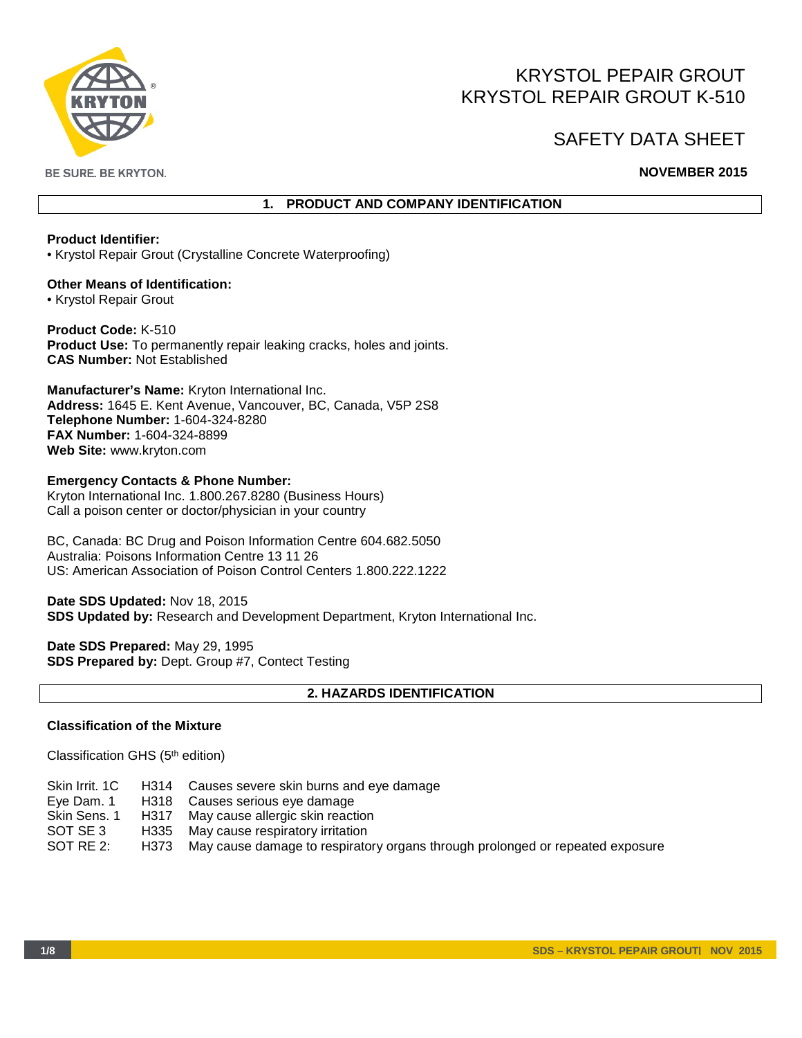BE SURE. BE KRYTON.

# KRYSTOL PEPAIR GROUT
# KRYSTOL REPAIR GROUT K-510

# SAFETY DATA SHEET

**NOVEMBER 2015**

## 1. PRODUCT AND COMPANY IDENTIFICATION

**Product Identifier:**
• Krystol Repair Grout (Crystalline Concrete Waterproofing)

**Other Means of Identification:**
• Krystol Repair Grout

**Product Code:** K-510
**Product Use:** To permanently repair leaking cracks, holes and joints.
**CAS Number:** Not Established

**Manufacturer's Name:** Kryton International Inc.
**Address:** 1645 E. Kent Avenue, Vancouver, BC, Canada, V5P 2S8
**Telephone Number:** 1-604-324-8280
**FAX Number:** 1-604-324-8899
**Web Site:** www.kryton.com

**Emergency Contacts & Phone Number:**
Kryton International Inc. 1.800.267.8280 (Business Hours)
Call a poison center or doctor/physician in your country

BC, Canada: BC Drug and Poison Information Centre 604.682.5050
Australia: Poisons Information Centre 13 11 26
US: American Association of Poison Control Centers 1.800.222.1222

**Date SDS Updated:** Nov 18, 2015
**SDS Updated by:** Research and Development Department, Kryton International Inc.

**Date SDS Prepared:** May 29, 1995
**SDS Prepared by:** Dept. Group #7, Contect Testing

## 2. HAZARDS IDENTIFICATION

**Classification of the Mixture**

Classification GHS (5th edition)

| | | |
|---|---|---|
| Skin Irrit. 1C | H314 | Causes severe skin burns and eye damage |
| Eye Dam. 1 | H318 | Causes serious eye damage |
| Skin Sens. 1 | H317 | May cause allergic skin reaction |
| SOT SE 3 | H335 | May cause respiratory irritation |
| SOT RE 2: | H373 | May cause damage to respiratory organs through prolonged or repeated exposure |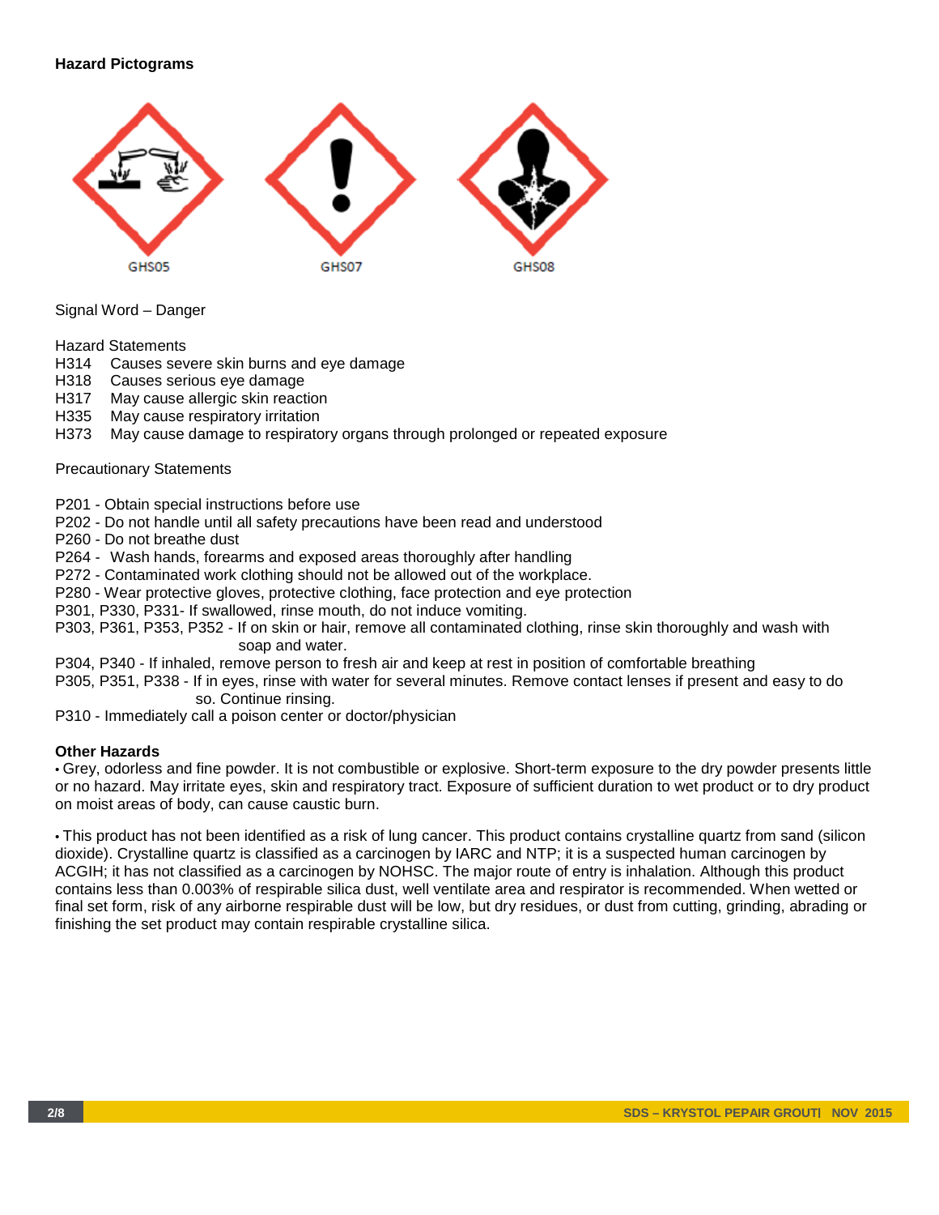**Hazard Pictograms**

GHS05 GHS07 GHS08

Signal Word – Danger

Hazard Statements

H314 Causes severe skin burns and eye damage
H318 Causes serious eye damage
H317 May cause allergic skin reaction
H335 May cause respiratory irritation
H373 May cause damage to respiratory organs through prolonged or repeated exposure

Precautionary Statements

P201 - Obtain special instructions before use
P202 - Do not handle until all safety precautions have been read and understood
P260 - Do not breathe dust
P264 - Wash hands, forearms and exposed areas thoroughly after handling
P272 - Contaminated work clothing should not be allowed out of the workplace.
P280 - Wear protective gloves, protective clothing, face protection and eye protection
P301, P330, P331- If swallowed, rinse mouth, do not induce vomiting.
P303, P361, P353, P352 - If on skin or hair, remove all contaminated clothing, rinse skin thoroughly and wash with soap and water.
P304, P340 - If inhaled, remove person to fresh air and keep at rest in position of comfortable breathing
P305, P351, P338 - If in eyes, rinse with water for several minutes. Remove contact lenses if present and easy to do so. Continue rinsing.
P310 - Immediately call a poison center or doctor/physician

**Other Hazards**

• Grey, odorless and fine powder. It is not combustible or explosive. Short-term exposure to the dry powder presents little or no hazard. May irritate eyes, skin and respiratory tract. Exposure of sufficient duration to wet product or to dry product on moist areas of body, can cause caustic burn.

• This product has not been identified as a risk of lung cancer. This product contains crystalline quartz from sand (silicon dioxide). Crystalline quartz is classified as a carcinogen by IARC and NTP; it is a suspected human carcinogen by ACGIH; it has not classified as a carcinogen by NOHSC. The major route of entry is inhalation. Although this product contains less than 0.003% of respirable silica dust, well ventilate area and respirator is recommended. When wetted or final set form, risk of any airborne respirable dust will be low, but dry residues, or dust from cutting, grinding, abrading or finishing the set product may contain respirable crystalline silica.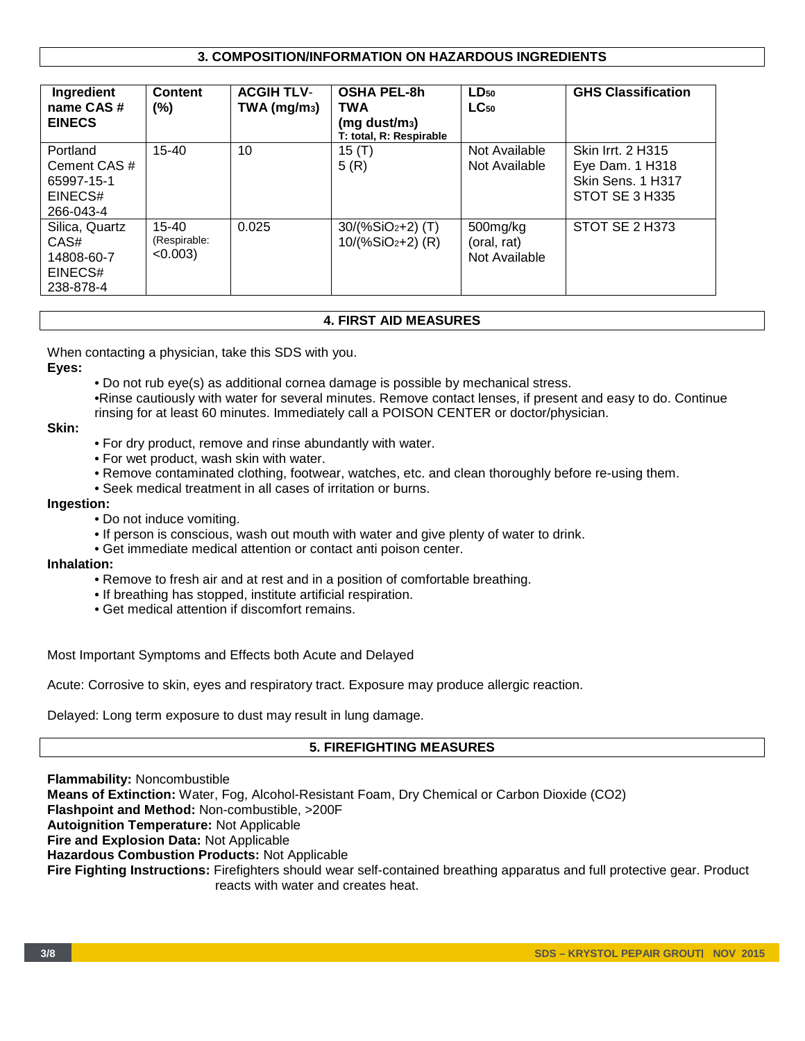## 3. COMPOSITION/INFORMATION ON HAZARDOUS INGREDIENTS

| Ingredient name CAS # EINECS | Content (%) | ACGIH TLV-TWA ($mg/m_3$) | OSHA PEL-8h TWA ($mg\ dust/m_3$) T: total, R: Respirable | $LD_{50}$ $LC_{50}$ | GHS Classification |
|---|---|---|---|---|---|
| Portland Cement CAS # 65997-15-1 EINECS# 266-043-4 | 15-40 | 10 | 15 (T) 5 (R) | Not Available Not Available | Skin Irrt. 2 H315 Eye Dam. 1 H318 Skin Sens. 1 H317 STOT SE 3 H335 |
| Silica, Quartz CAS# 14808-60-7 EINECS# 238-878-4 | 15-40 (Respirable: <0.003) | 0.025 | 30/(%$SiO_2$+2) (T) 10/(%$SiO_2$+2) (R) | 500mg/kg (oral, rat) Not Available | STOT SE 2 H373 |

## 4. FIRST AID MEASURES

When contacting a physician, take this SDS with you.

**Eyes:**

- Do not rub eye(s) as additional cornea damage is possible by mechanical stress.
- Rinse cautiously with water for several minutes. Remove contact lenses, if present and easy to do. Continue rinsing for at least 60 minutes. Immediately call a POISON CENTER or doctor/physician.

**Skin:**

- For dry product, remove and rinse abundantly with water.
- For wet product, wash skin with water.
- Remove contaminated clothing, footwear, watches, etc. and clean thoroughly before re-using them.
- Seek medical treatment in all cases of irritation or burns.

**Ingestion:**

- Do not induce vomiting.
- If person is conscious, wash out mouth with water and give plenty of water to drink.
- Get immediate medical attention or contact anti poison center.

**Inhalation:**

- Remove to fresh air and at rest and in a position of comfortable breathing.
- If breathing has stopped, institute artificial respiration.
- Get medical attention if discomfort remains.

Most Important Symptoms and Effects both Acute and Delayed

Acute: Corrosive to skin, eyes and respiratory tract. Exposure may produce allergic reaction.

Delayed: Long term exposure to dust may result in lung damage.

## 5. FIREFIGHTING MEASURES

**Flammability:** Noncombustible
**Means of Extinction:** Water, Fog, Alcohol-Resistant Foam, Dry Chemical or Carbon Dioxide ($CO_2$)
**Flashpoint and Method:** Non-combustible, >200F
**Autoignition Temperature:** Not Applicable
**Fire and Explosion Data:** Not Applicable
**Hazardous Combustion Products:** Not Applicable
**Fire Fighting Instructions:** Firefighters should wear self-contained breathing apparatus and full protective gear. Product reacts with water and creates heat.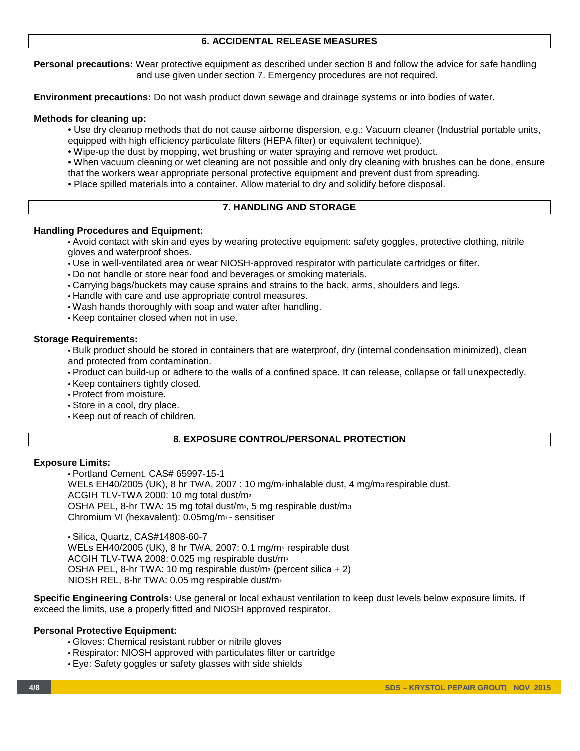## 6. ACCIDENTAL RELEASE MEASURES

**Personal precautions:** Wear protective equipment as described under section 8 and follow the advice for safe handling and use given under section 7. Emergency procedures are not required.

**Environment precautions:** Do not wash product down sewage and drainage systems or into bodies of water.

**Methods for cleaning up:**

- Use dry cleanup methods that do not cause airborne dispersion, e.g.: Vacuum cleaner (Industrial portable units, equipped with high efficiency particulate filters (HEPA filter) or equivalent technique).
- Wipe-up the dust by mopping, wet brushing or water spraying and remove wet product.
- When vacuum cleaning or wet cleaning are not possible and only dry cleaning with brushes can be done, ensure that the workers wear appropriate personal protective equipment and prevent dust from spreading.
- Place spilled materials into a container. Allow material to dry and solidify before disposal.

## 7. HANDLING AND STORAGE

**Handling Procedures and Equipment:**

- Avoid contact with skin and eyes by wearing protective equipment: safety goggles, protective clothing, nitrile gloves and waterproof shoes.
- Use in well-ventilated area or wear NIOSH-approved respirator with particulate cartridges or filter.
- Do not handle or store near food and beverages or smoking materials.
- Carrying bags/buckets may cause sprains and strains to the back, arms, shoulders and legs.
- Handle with care and use appropriate control measures.
- Wash hands thoroughly with soap and water after handling.
- Keep container closed when not in use.

**Storage Requirements:**

- Bulk product should be stored in containers that are waterproof, dry (internal condensation minimized), clean and protected from contamination.
- Product can build-up or adhere to the walls of a confined space. It can release, collapse or fall unexpectedly.
- Keep containers tightly closed.
- Protect from moisture.
- Store in a cool, dry place.
- Keep out of reach of children.

## 8. EXPOSURE CONTROL/PERSONAL PROTECTION

**Exposure Limits:**

- Portland Cement, CAS# 65997-15-1
  WELs EH40/2005 (UK), 8 hr TWA, 2007 : 10 mg/m$^3$ inhalable dust, 4 mg/m$^3$ respirable dust.
  ACGIH TLV-TWA 2000: 10 mg total dust/m$^3$
  OSHA PEL, 8-hr TWA: 15 mg total dust/m$^3$, 5 mg respirable dust/m$^3$
  Chromium VI (hexavalent): 0.05mg/m$^3$ - sensitiser

- Silica, Quartz, CAS#14808-60-7
  WELs EH40/2005 (UK), 8 hr TWA, 2007: 0.1 mg/m$^3$ respirable dust
  ACGIH TLV-TWA 2008: 0.025 mg respirable dust/m$^3$
  OSHA PEL, 8-hr TWA: 10 mg respirable dust/m$^3$ (percent silica + 2)
  NIOSH REL, 8-hr TWA: 0.05 mg respirable dust/m$^3$

**Specific Engineering Controls:** Use general or local exhaust ventilation to keep dust levels below exposure limits. If exceed the limits, use a properly fitted and NIOSH approved respirator.

**Personal Protective Equipment:**

- Gloves: Chemical resistant rubber or nitrile gloves
- Respirator: NIOSH approved with particulates filter or cartridge
- Eye: Safety goggles or safety glasses with side shields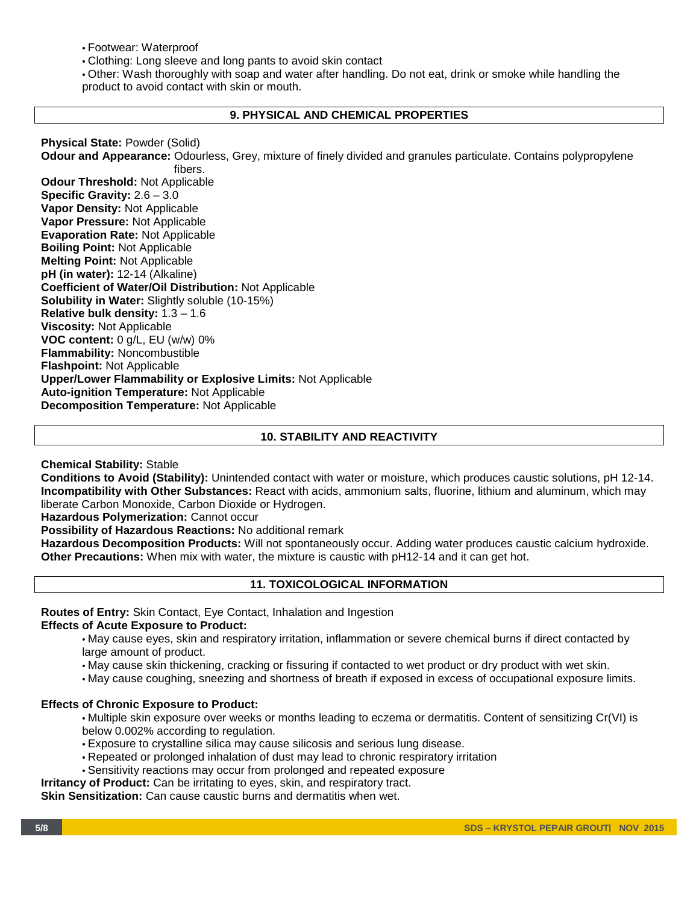- Footwear: Waterproof
- Clothing: Long sleeve and long pants to avoid skin contact
- Other: Wash thoroughly with soap and water after handling. Do not eat, drink or smoke while handling the product to avoid contact with skin or mouth.

## 9. PHYSICAL AND CHEMICAL PROPERTIES

**Physical State:** Powder (Solid)
**Odour and Appearance:** Odourless, Grey, mixture of finely divided and granules particulate. Contains polypropylene fibers.
**Odour Threshold:** Not Applicable
**Specific Gravity:** 2.6 – 3.0
**Vapor Density:** Not Applicable
**Vapor Pressure:** Not Applicable
**Evaporation Rate:** Not Applicable
**Boiling Point:** Not Applicable
**Melting Point:** Not Applicable
**pH (in water):** 12-14 (Alkaline)
**Coefficient of Water/Oil Distribution:** Not Applicable
**Solubility in Water:** Slightly soluble (10-15%)
**Relative bulk density:** 1.3 – 1.6
**Viscosity:** Not Applicable
**VOC content:** 0 g/L, EU (w/w) 0%
**Flammability:** Noncombustible
**Flashpoint:** Not Applicable
**Upper/Lower Flammability or Explosive Limits:** Not Applicable
**Auto-ignition Temperature:** Not Applicable
**Decomposition Temperature:** Not Applicable

## 10. STABILITY AND REACTIVITY

**Chemical Stability:** Stable
**Conditions to Avoid (Stability):** Unintended contact with water or moisture, which produces caustic solutions, pH 12-14.
**Incompatibility with Other Substances:** React with acids, ammonium salts, fluorine, lithium and aluminum, which may liberate Carbon Monoxide, Carbon Dioxide or Hydrogen.
**Hazardous Polymerization:** Cannot occur
**Possibility of Hazardous Reactions:** No additional remark
**Hazardous Decomposition Products:** Will not spontaneously occur. Adding water produces caustic calcium hydroxide.
**Other Precautions:** When mix with water, the mixture is caustic with pH12-14 and it can get hot.

## 11. TOXICOLOGICAL INFORMATION

**Routes of Entry:** Skin Contact, Eye Contact, Inhalation and Ingestion
**Effects of Acute Exposure to Product:**

- May cause eyes, skin and respiratory irritation, inflammation or severe chemical burns if direct contacted by large amount of product.
- May cause skin thickening, cracking or fissuring if contacted to wet product or dry product with wet skin.
- May cause coughing, sneezing and shortness of breath if exposed in excess of occupational exposure limits.

**Effects of Chronic Exposure to Product:**

- Multiple skin exposure over weeks or months leading to eczema or dermatitis. Content of sensitizing Cr(VI) is below 0.002% according to regulation.
- Exposure to crystalline silica may cause silicosis and serious lung disease.
- Repeated or prolonged inhalation of dust may lead to chronic respiratory irritation
- Sensitivity reactions may occur from prolonged and repeated exposure

**Irritancy of Product:** Can be irritating to eyes, skin, and respiratory tract.
**Skin Sensitization:** Can cause caustic burns and dermatitis when wet.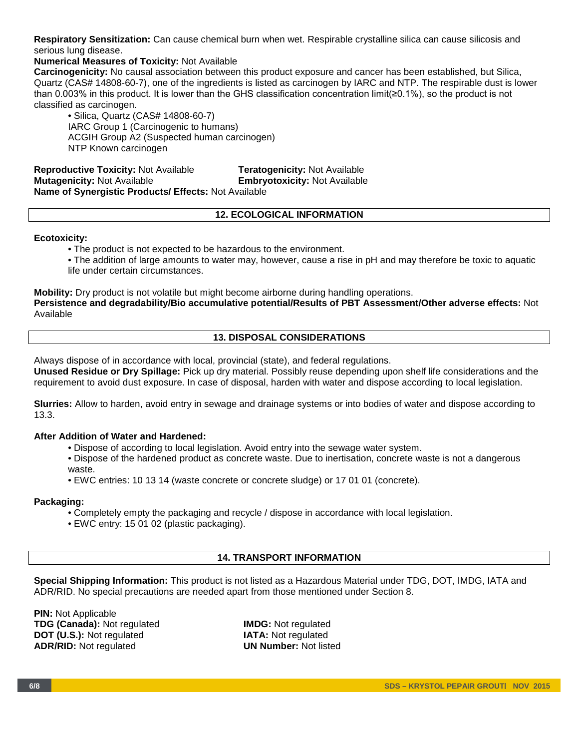**Respiratory Sensitization:** Can cause chemical burn when wet. Respirable crystalline silica can cause silicosis and serious lung disease.
**Numerical Measures of Toxicity:** Not Available
**Carcinogenicity:** No causal association between this product exposure and cancer has been established, but Silica, Quartz (CAS# 14808-60-7), one of the ingredients is listed as carcinogen by IARC and NTP. The respirable dust is lower than 0.003% in this product. It is lower than the GHS classification concentration limit(≥0.1%), so the product is not classified as carcinogen.

- Silica, Quartz (CAS# 14808-60-7)
  IARC Group 1 (Carcinogenic to humans)
  ACGIH Group A2 (Suspected human carcinogen)
  NTP Known carcinogen

**Reproductive Toxicity:** Not Available
**Teratogenicity:** Not Available
**Mutagenicity:** Not Available
**Embryotoxicity:** Not Available
**Name of Synergistic Products/ Effects:** Not Available

## 12. ECOLOGICAL INFORMATION

**Ecotoxicity:**

- The product is not expected to be hazardous to the environment.
- The addition of large amounts to water may, however, cause a rise in pH and may therefore be toxic to aquatic life under certain circumstances.

**Mobility:** Dry product is not volatile but might become airborne during handling operations.
**Persistence and degradability/Bio accumulative potential/Results of PBT Assessment/Other adverse effects:** Not Available

## 13. DISPOSAL CONSIDERATIONS

Always dispose of in accordance with local, provincial (state), and federal regulations.
**Unused Residue or Dry Spillage:** Pick up dry material. Possibly reuse depending upon shelf life considerations and the requirement to avoid dust exposure. In case of disposal, harden with water and dispose according to local legislation.

**Slurries:** Allow to harden, avoid entry in sewage and drainage systems or into bodies of water and dispose according to 13.3.

**After Addition of Water and Hardened:**

- Dispose of according to local legislation. Avoid entry into the sewage water system.
- Dispose of the hardened product as concrete waste. Due to inertisation, concrete waste is not a dangerous waste.
- EWC entries: 10 13 14 (waste concrete or concrete sludge) or 17 01 01 (concrete).

**Packaging:**

- Completely empty the packaging and recycle / dispose in accordance with local legislation.
- EWC entry: 15 01 02 (plastic packaging).

## 14. TRANSPORT INFORMATION

**Special Shipping Information:** This product is not listed as a Hazardous Material under TDG, DOT, IMDG, IATA and ADR/RID. No special precautions are needed apart from those mentioned under Section 8.

**PIN:** Not Applicable
**TDG (Canada):** Not regulated
**IMDG:** Not regulated
**DOT (U.S.):** Not regulated
**IATA:** Not regulated
**ADR/RID:** Not regulated
**UN Number:** Not listed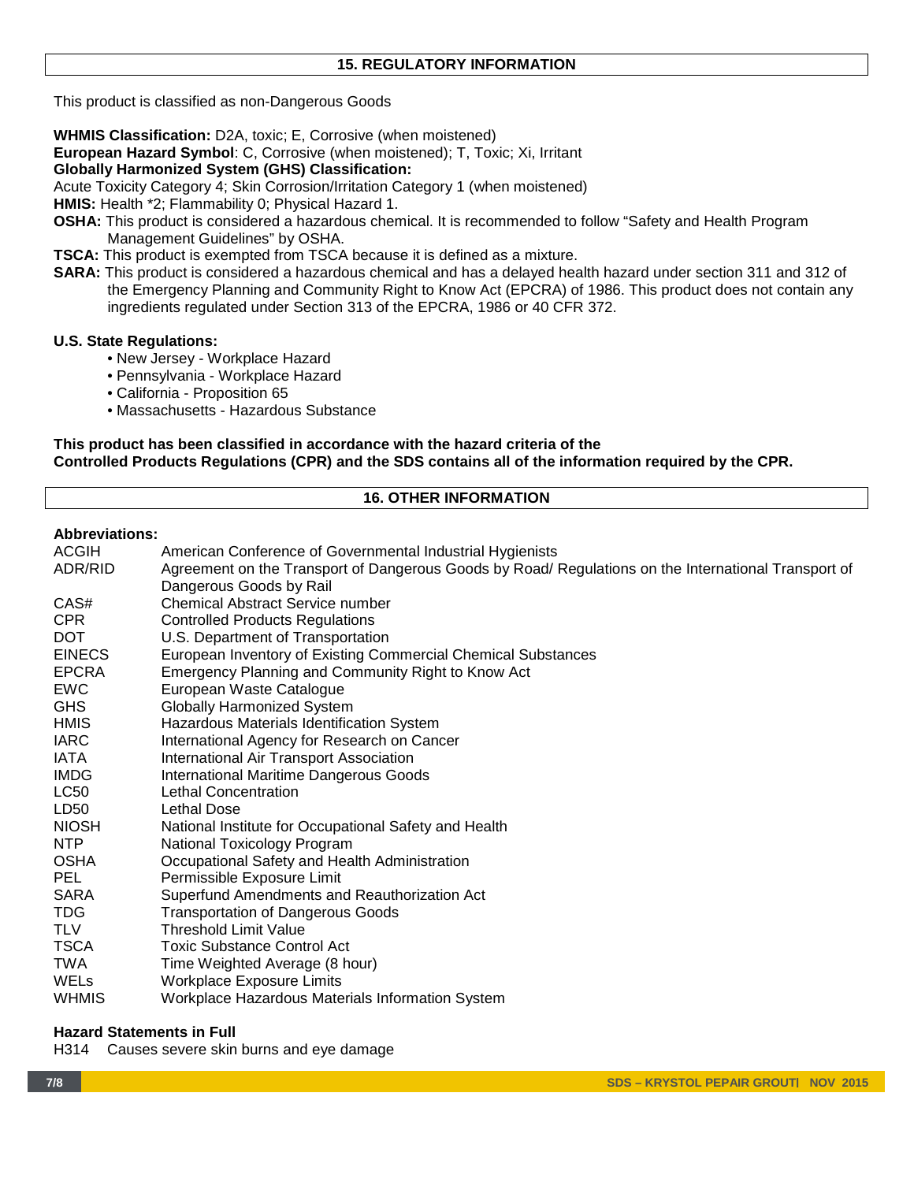## 15. REGULATORY INFORMATION

This product is classified as non-Dangerous Goods

**WHMIS Classification:** D2A, toxic; E, Corrosive (when moistened)
**European Hazard Symbol**: C, Corrosive (when moistened); T, Toxic; Xi, Irritant
**Globally Harmonized System (GHS) Classification:**
Acute Toxicity Category 4; Skin Corrosion/Irritation Category 1 (when moistened)
**HMIS:** Health *2; Flammability 0; Physical Hazard 1.
**OSHA:** This product is considered a hazardous chemical. It is recommended to follow “Safety and Health Program Management Guidelines” by OSHA.
**TSCA:** This product is exempted from TSCA because it is defined as a mixture.
**SARA:** This product is considered a hazardous chemical and has a delayed health hazard under section 311 and 312 of the Emergency Planning and Community Right to Know Act (EPCRA) of 1986. This product does not contain any ingredients regulated under Section 313 of the EPCRA, 1986 or 40 CFR 372.

**U.S. State Regulations:**

- New Jersey - Workplace Hazard
- Pennsylvania - Workplace Hazard
- California - Proposition 65
- Massachusetts - Hazardous Substance

**This product has been classified in accordance with the hazard criteria of the Controlled Products Regulations (CPR) and the SDS contains all of the information required by the CPR.**

## 16. OTHER INFORMATION

**Abbreviations:**

| | |
|---|---|
| ACGIH | American Conference of Governmental Industrial Hygienists |
| ADR/RID | Agreement on the Transport of Dangerous Goods by Road/ Regulations on the International Transport of Dangerous Goods by Rail |
| CAS# | Chemical Abstract Service number |
| CPR | Controlled Products Regulations |
| DOT | U.S. Department of Transportation |
| EINECS | European Inventory of Existing Commercial Chemical Substances |
| EPCRA | Emergency Planning and Community Right to Know Act |
| EWC | European Waste Catalogue |
| GHS | Globally Harmonized System |
| HMIS | Hazardous Materials Identification System |
| IARC | International Agency for Research on Cancer |
| IATA | International Air Transport Association |
| IMDG | International Maritime Dangerous Goods |
| LC50 | Lethal Concentration |
| LD50 | Lethal Dose |
| NIOSH | National Institute for Occupational Safety and Health |
| NTP | National Toxicology Program |
| OSHA | Occupational Safety and Health Administration |
| PEL | Permissible Exposure Limit |
| SARA | Superfund Amendments and Reauthorization Act |
| TDG | Transportation of Dangerous Goods |
| TLV | Threshold Limit Value |
| TSCA | Toxic Substance Control Act |
| TWA | Time Weighted Average (8 hour) |
| WELs | Workplace Exposure Limits |
| WHMIS | Workplace Hazardous Materials Information System |

**Hazard Statements in Full**

H314 Causes severe skin burns and eye damage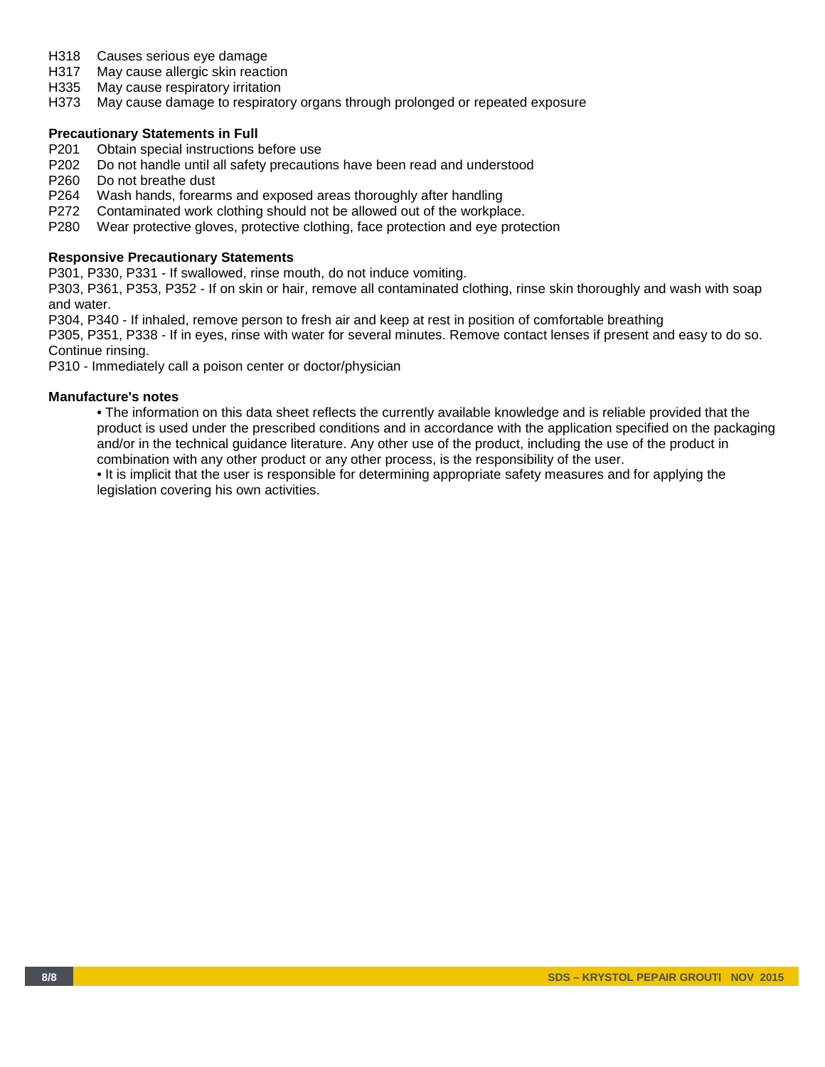H318 Causes serious eye damage
H317 May cause allergic skin reaction
H335 May cause respiratory irritation
H373 May cause damage to respiratory organs through prolonged or repeated exposure

**Precautionary Statements in Full**

P201 Obtain special instructions before use
P202 Do not handle until all safety precautions have been read and understood
P260 Do not breathe dust
P264 Wash hands, forearms and exposed areas thoroughly after handling
P272 Contaminated work clothing should not be allowed out of the workplace.
P280 Wear protective gloves, protective clothing, face protection and eye protection

**Responsive Precautionary Statements**

P301, P330, P331 - If swallowed, rinse mouth, do not induce vomiting.
P303, P361, P353, P352 - If on skin or hair, remove all contaminated clothing, rinse skin thoroughly and wash with soap and water.
P304, P340 - If inhaled, remove person to fresh air and keep at rest in position of comfortable breathing
P305, P351, P338 - If in eyes, rinse with water for several minutes. Remove contact lenses if present and easy to do so. Continue rinsing.
P310 - Immediately call a poison center or doctor/physician

**Manufacture's notes**

- The information on this data sheet reflects the currently available knowledge and is reliable provided that the product is used under the prescribed conditions and in accordance with the application specified on the packaging and/or in the technical guidance literature. Any other use of the product, including the use of the product in combination with any other product or any other process, is the responsibility of the user.
- It is implicit that the user is responsible for determining appropriate safety measures and for applying the legislation covering his own activities.